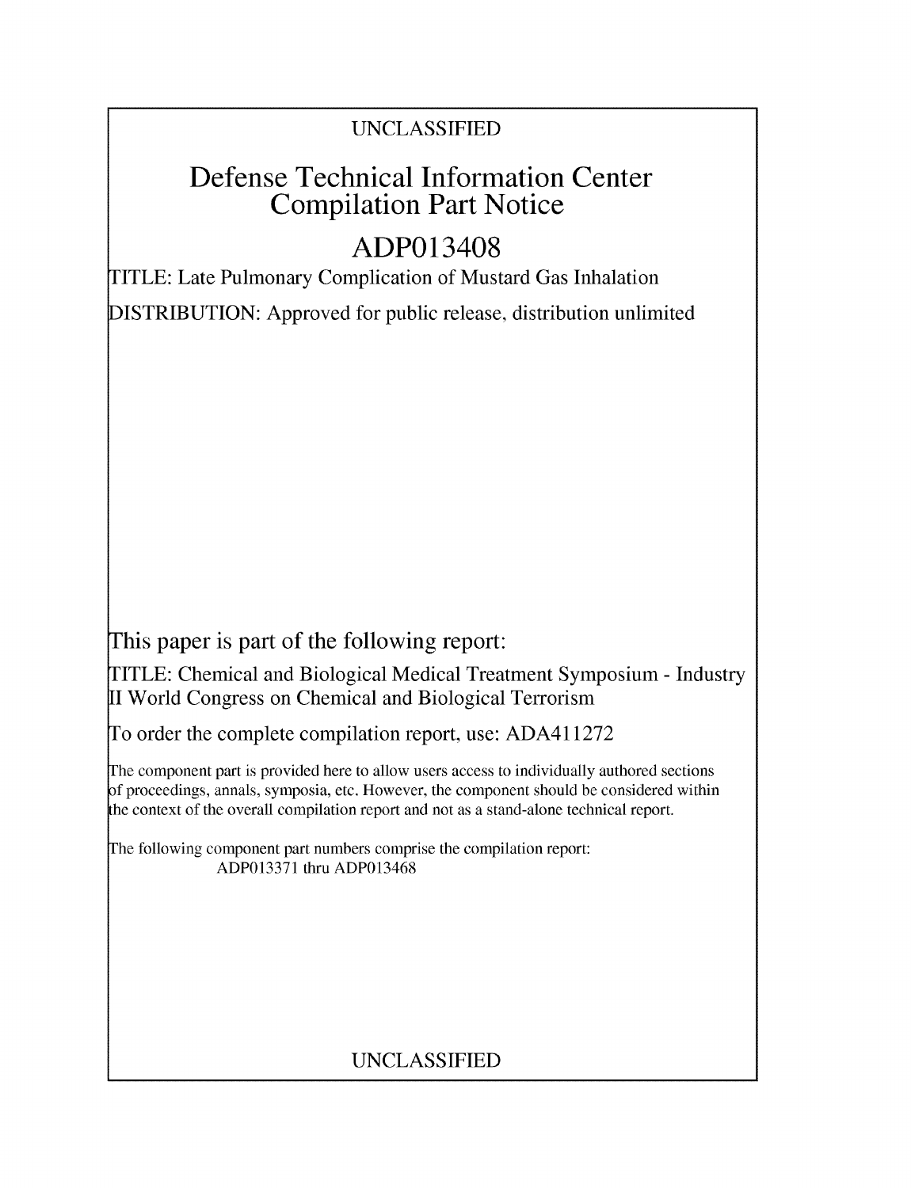UNCLASSIFIED

# Defense Technical Information Center Compilation Part Notice

## ADP013408

TITLE: Late Pulmonary Complication of Mustard Gas Inhalation

DISTRIBUTION: Approved for public release, distribution unlimited

This paper is part of the following report:

TITLE: Chemical and Biological Medical Treatment Symposium - Industry II World Congress on Chemical and Biological Terrorism

To order the complete compilation report, use: ADA411272

The component part is provided here to allow users access to individually authored sections of proceedings, annals, symposia, etc. However, the component should be considered within the context of the overall compilation report and not as a stand-alone technical report.

The following component part numbers comprise the compilation report:
ADP013371 thru ADP013468

UNCLASSIFIED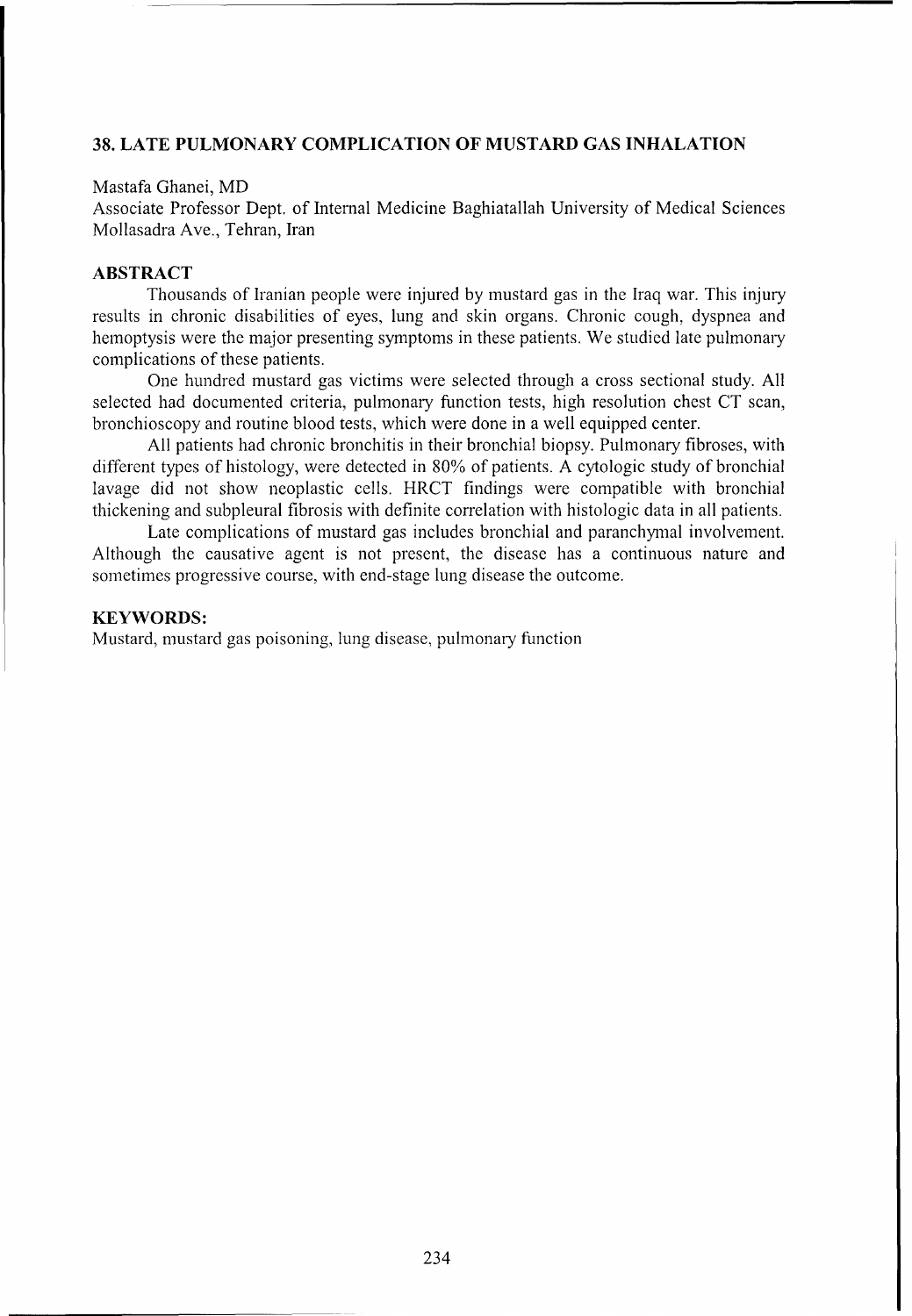## 38. LATE PULMONARY COMPLICATION OF MUSTARD GAS INHALATION

Mastafa Ghanei, MD

Associate Professor Dept. of Internal Medicine Baghiatallah University of Medical Sciences Mollasadra Ave., Tehran, Iran

### ABSTRACT

Thousands of Iranian people were injured by mustard gas in the Iraq war. This injury results in chronic disabilities of eyes, lung and skin organs. Chronic cough, dyspnea and hemoptysis were the major presenting symptoms in these patients. We studied late pulmonary complications of these patients.

One hundred mustard gas victims were selected through a cross sectional study. All selected had documented criteria, pulmonary function tests, high resolution chest CT scan, bronchioscopy and routine blood tests, which were done in a well equipped center.

All patients had chronic bronchitis in their bronchial biopsy. Pulmonary fibroses, with different types of histology, were detected in 80% of patients. A cytologic study of bronchial lavage did not show neoplastic cells. HRCT findings were compatible with bronchial thickening and subpleural fibrosis with definite correlation with histologic data in all patients.

Late complications of mustard gas includes bronchial and paranchymal involvement. Although the causative agent is not present, the disease has a continuous nature and sometimes progressive course, with end-stage lung disease the outcome.

### KEYWORDS:

Mustard, mustard gas poisoning, lung disease, pulmonary function